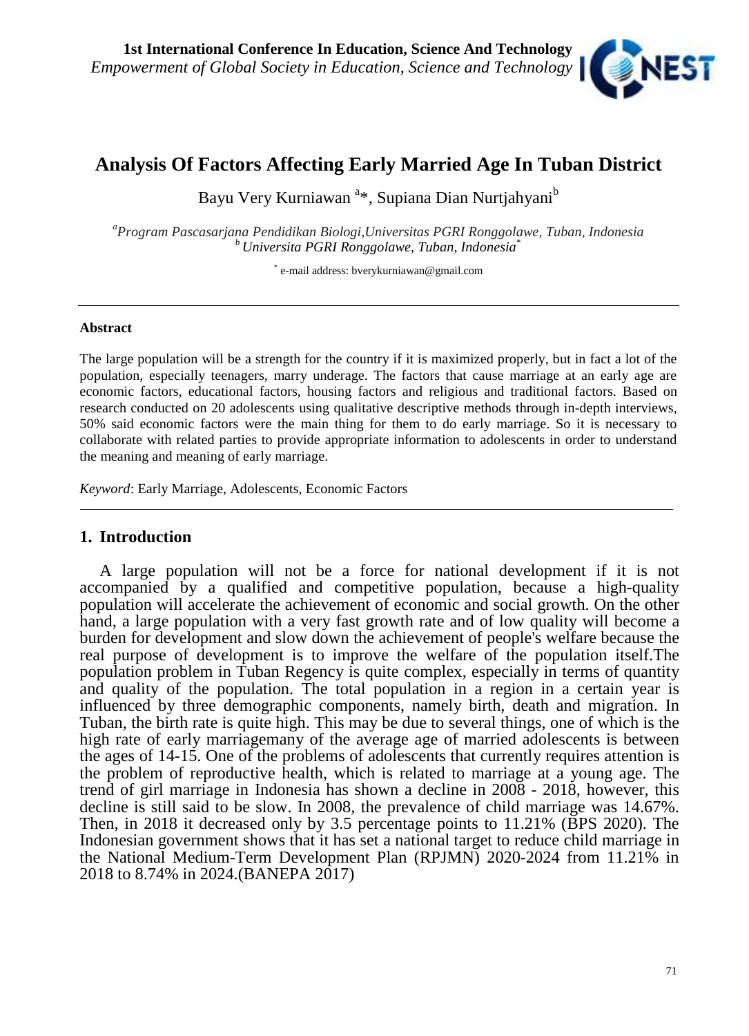# Analysis Of Factors Affecting Early Married Age In Tuban District

Bayu Very Kurniawan [a]*, Supiana Dian Nurtjahyani[b]

[a]*Program Pascasarjana Pendidikan Biologi,Universitas PGRI Ronggolawe, Tuban, Indonesia*
[b]*Universita PGRI Ronggolawe, Tuban, Indonesia**

* e-mail address: bverykurniawan@gmail.com

---

**Abstract**

The large population will be a strength for the country if it is maximized properly, but in fact a lot of the population, especially teenagers, marry underage. The factors that cause marriage at an early age are economic factors, educational factors, housing factors and religious and traditional factors. Based on research conducted on 20 adolescents using qualitative descriptive methods through in-depth interviews, 50% said economic factors were the main thing for them to do early marriage. So it is necessary to collaborate with related parties to provide appropriate information to adolescents in order to understand the meaning and meaning of early marriage.

*Keyword*: Early Marriage, Adolescents, Economic Factors

---

## 1. Introduction

A large population will not be a force for national development if it is not accompanied by a qualified and competitive population, because a high-quality population will accelerate the achievement of economic and social growth. On the other hand, a large population with a very fast growth rate and of low quality will become a burden for development and slow down the achievement of people's welfare because the real purpose of development is to improve the welfare of the population itself.The population problem in Tuban Regency is quite complex, especially in terms of quantity and quality of the population. The total population in a region in a certain year is influenced by three demographic components, namely birth, death and migration. In Tuban, the birth rate is quite high. This may be due to several things, one of which is the high rate of early marriagemany of the average age of married adolescents is between the ages of 14-15. One of the problems of adolescents that currently requires attention is the problem of reproductive health, which is related to marriage at a young age. The trend of girl marriage in Indonesia has shown a decline in 2008 - 2018, however, this decline is still said to be slow. In 2008, the prevalence of child marriage was 14.67%. Then, in 2018 it decreased only by 3.5 percentage points to 11.21% (BPS 2020). The Indonesian government shows that it has set a national target to reduce child marriage in the National Medium-Term Development Plan (RPJMN) 2020-2024 from 11.21% in 2018 to 8.74% in 2024.(BANEPA 2017)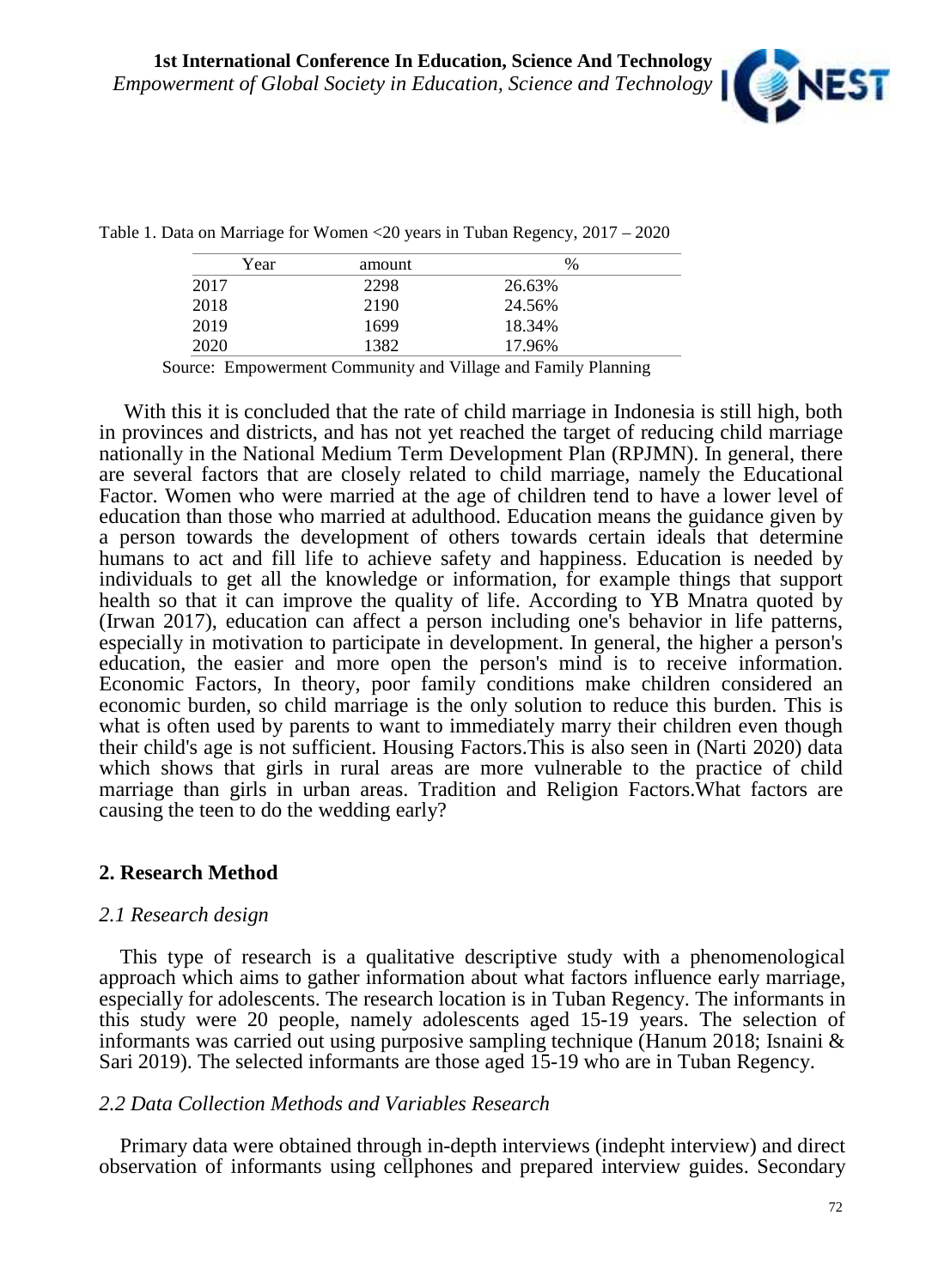Table 1. Data on Marriage for Women <20 years in Tuban Regency, 2017 – 2020

| Year | amount | % |
|---|---|---|
| 2017 | 2298 | 26.63% |
| 2018 | 2190 | 24.56% |
| 2019 | 1699 | 18.34% |
| 2020 | 1382 | 17.96% |

Source: Empowerment Community and Village and Family Planning

With this it is concluded that the rate of child marriage in Indonesia is still high, both in provinces and districts, and has not yet reached the target of reducing child marriage nationally in the National Medium Term Development Plan (RPJMN). In general, there are several factors that are closely related to child marriage, namely the Educational Factor. Women who were married at the age of children tend to have a lower level of education than those who married at adulthood. Education means the guidance given by a person towards the development of others towards certain ideals that determine humans to act and fill life to achieve safety and happiness. Education is needed by individuals to get all the knowledge or information, for example things that support health so that it can improve the quality of life. According to YB Mnatra quoted by (Irwan 2017), education can affect a person including one's behavior in life patterns, especially in motivation to participate in development. In general, the higher a person's education, the easier and more open the person's mind is to receive information. Economic Factors, In theory, poor family conditions make children considered an economic burden, so child marriage is the only solution to reduce this burden. This is what is often used by parents to want to immediately marry their children even though their child's age is not sufficient. Housing Factors.This is also seen in (Narti 2020) data which shows that girls in rural areas are more vulnerable to the practice of child marriage than girls in urban areas. Tradition and Religion Factors.What factors are causing the teen to do the wedding early?

## 2. Research Method

### *2.1 Research design*

This type of research is a qualitative descriptive study with a phenomenological approach which aims to gather information about what factors influence early marriage, especially for adolescents. The research location is in Tuban Regency. The informants in this study were 20 people, namely adolescents aged 15-19 years. The selection of informants was carried out using purposive sampling technique (Hanum 2018; Isnaini & Sari 2019). The selected informants are those aged 15-19 who are in Tuban Regency.

### *2.2 Data Collection Methods and Variables Research*

Primary data were obtained through in-depth interviews (indepht interview) and direct observation of informants using cellphones and prepared interview guides. Secondary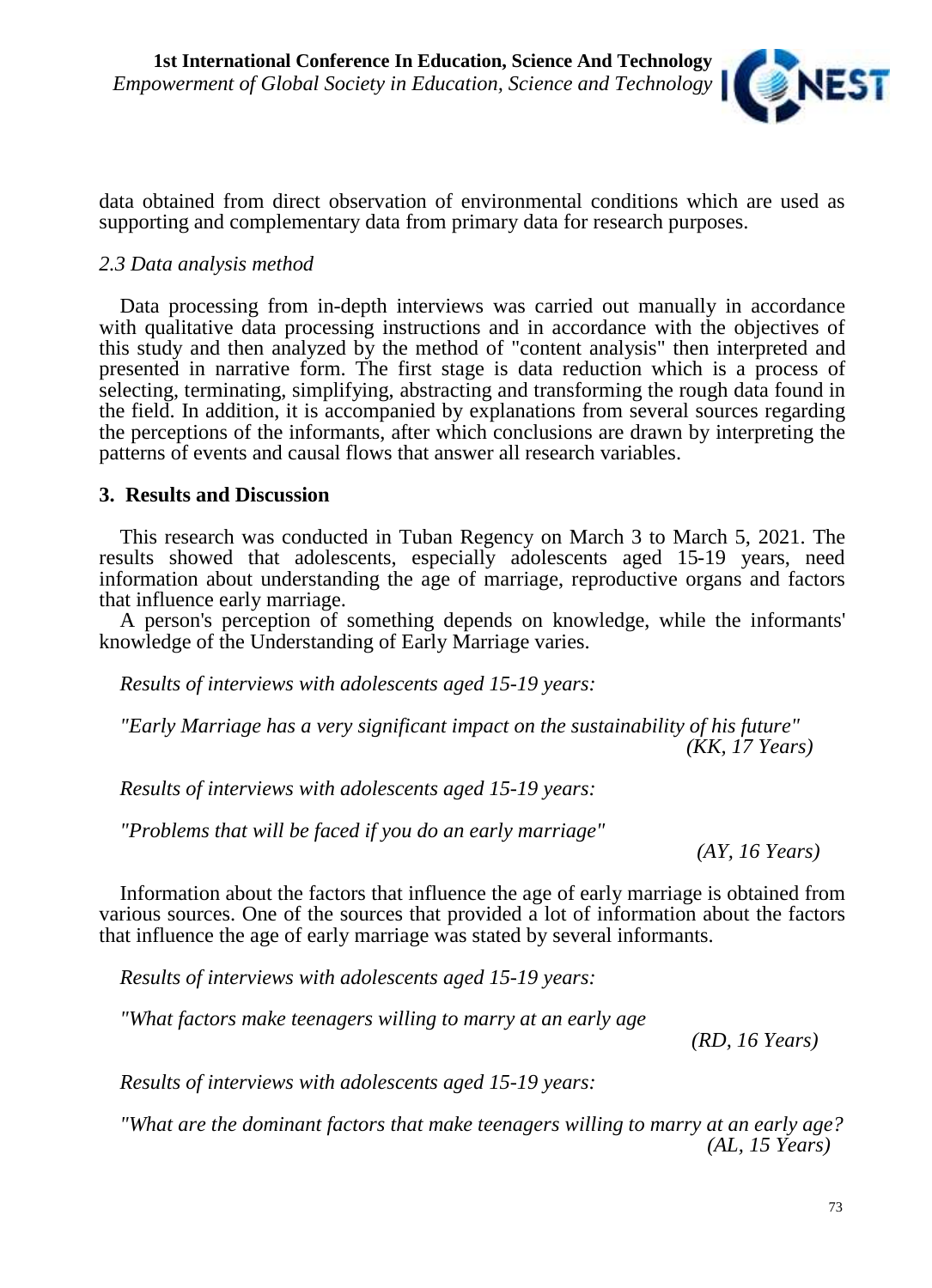data obtained from direct observation of environmental conditions which are used as supporting and complementary data from primary data for research purposes.

### *2.3 Data analysis method*

Data processing from in-depth interviews was carried out manually in accordance with qualitative data processing instructions and in accordance with the objectives of this study and then analyzed by the method of "content analysis" then interpreted and presented in narrative form. The first stage is data reduction which is a process of selecting, terminating, simplifying, abstracting and transforming the rough data found in the field. In addition, it is accompanied by explanations from several sources regarding the perceptions of the informants, after which conclusions are drawn by interpreting the patterns of events and causal flows that answer all research variables.

## 3. Results and Discussion

This research was conducted in Tuban Regency on March 3 to March 5, 2021. The results showed that adolescents, especially adolescents aged 15-19 years, need information about understanding the age of marriage, reproductive organs and factors that influence early marriage.

A person's perception of something depends on knowledge, while the informants' knowledge of the Understanding of Early Marriage varies.

*Results of interviews with adolescents aged 15-19 years:*

*"Early Marriage has a very significant impact on the sustainability of his future"*
*(KK, 17 Years)*

*Results of interviews with adolescents aged 15-19 years:*

*"Problems that will be faced if you do an early marriage"*
*(AY, 16 Years)*

Information about the factors that influence the age of early marriage is obtained from various sources. One of the sources that provided a lot of information about the factors that influence the age of early marriage was stated by several informants.

*Results of interviews with adolescents aged 15-19 years:*

*"What factors make teenagers willing to marry at an early age*
*(RD, 16 Years)*

*Results of interviews with adolescents aged 15-19 years:*

*"What are the dominant factors that make teenagers willing to marry at an early age?*
*(AL, 15 Years)*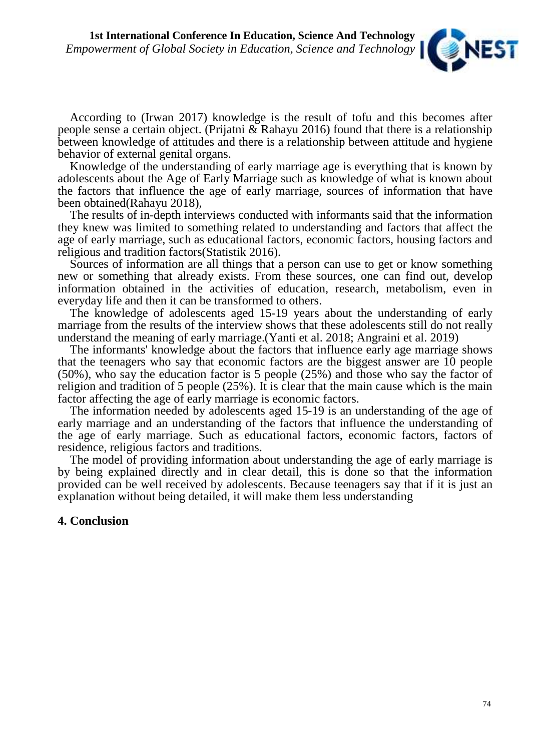According to (Irwan 2017) knowledge is the result of tofu and this becomes after people sense a certain object. (Prijatni & Rahayu 2016) found that there is a relationship between knowledge of attitudes and there is a relationship between attitude and hygiene behavior of external genital organs.

Knowledge of the understanding of early marriage age is everything that is known by adolescents about the Age of Early Marriage such as knowledge of what is known about the factors that influence the age of early marriage, sources of information that have been obtained(Rahayu 2018),

The results of in-depth interviews conducted with informants said that the information they knew was limited to something related to understanding and factors that affect the age of early marriage, such as educational factors, economic factors, housing factors and religious and tradition factors(Statistik 2016).

Sources of information are all things that a person can use to get or know something new or something that already exists. From these sources, one can find out, develop information obtained in the activities of education, research, metabolism, even in everyday life and then it can be transformed to others.

The knowledge of adolescents aged 15-19 years about the understanding of early marriage from the results of the interview shows that these adolescents still do not really understand the meaning of early marriage.(Yanti et al. 2018; Angraini et al. 2019)

The informants' knowledge about the factors that influence early age marriage shows that the teenagers who say that economic factors are the biggest answer are 10 people (50%), who say the education factor is 5 people (25%) and those who say the factor of religion and tradition of 5 people (25%). It is clear that the main cause which is the main factor affecting the age of early marriage is economic factors.

The information needed by adolescents aged 15-19 is an understanding of the age of early marriage and an understanding of the factors that influence the understanding of the age of early marriage. Such as educational factors, economic factors, factors of residence, religious factors and traditions.

The model of providing information about understanding the age of early marriage is by being explained directly and in clear detail, this is done so that the information provided can be well received by adolescents. Because teenagers say that if it is just an explanation without being detailed, it will make them less understanding

## 4. Conclusion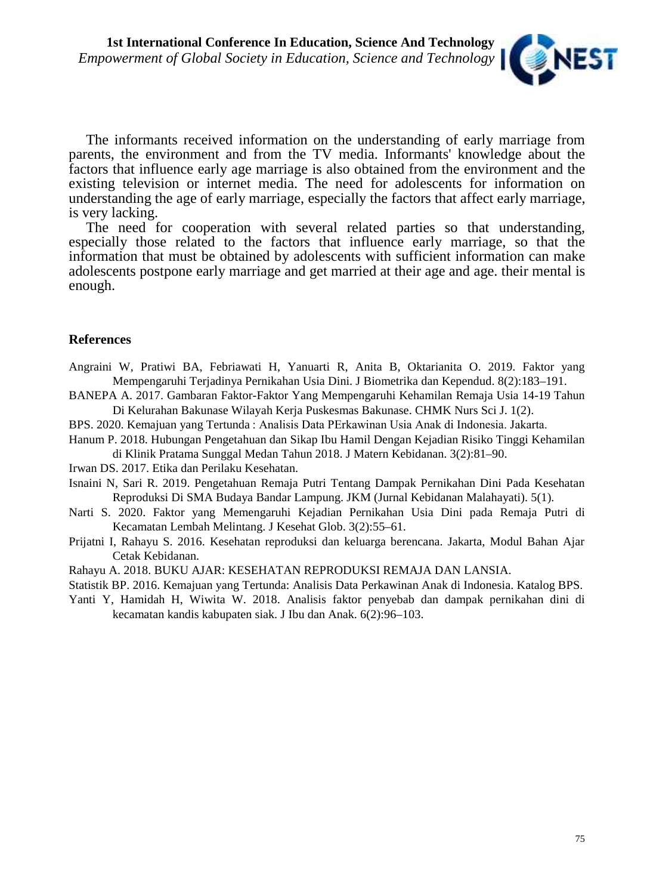The informants received information on the understanding of early marriage from parents, the environment and from the TV media. Informants' knowledge about the factors that influence early age marriage is also obtained from the environment and the existing television or internet media. The need for adolescents for information on understanding the age of early marriage, especially the factors that affect early marriage, is very lacking.

The need for cooperation with several related parties so that understanding, especially those related to the factors that influence early marriage, so that the information that must be obtained by adolescents with sufficient information can make adolescents postpone early marriage and get married at their age and age. their mental is enough.

## References

Angraini W, Pratiwi BA, Febriawati H, Yanuarti R, Anita B, Oktarianita O. 2019. Faktor yang Mempengaruhi Terjadinya Pernikahan Usia Dini. J Biometrika dan Kependud. 8(2):183–191.

BANEPA A. 2017. Gambaran Faktor-Faktor Yang Mempengaruhi Kehamilan Remaja Usia 14-19 Tahun Di Kelurahan Bakunase Wilayah Kerja Puskesmas Bakunase. CHMK Nurs Sci J. 1(2).

BPS. 2020. Kemajuan yang Tertunda : Analisis Data PErkawinan Usia Anak di Indonesia. Jakarta.

Hanum P. 2018. Hubungan Pengetahuan dan Sikap Ibu Hamil Dengan Kejadian Risiko Tinggi Kehamilan di Klinik Pratama Sunggal Medan Tahun 2018. J Matern Kebidanan. 3(2):81–90.

Irwan DS. 2017. Etika dan Perilaku Kesehatan.

Isnaini N, Sari R. 2019. Pengetahuan Remaja Putri Tentang Dampak Pernikahan Dini Pada Kesehatan Reproduksi Di SMA Budaya Bandar Lampung. JKM (Jurnal Kebidanan Malahayati). 5(1).

Narti S. 2020. Faktor yang Memengaruhi Kejadian Pernikahan Usia Dini pada Remaja Putri di Kecamatan Lembah Melintang. J Kesehat Glob. 3(2):55–61.

Prijatni I, Rahayu S. 2016. Kesehatan reproduksi dan keluarga berencana. Jakarta, Modul Bahan Ajar Cetak Kebidanan.

Rahayu A. 2018. BUKU AJAR: KESEHATAN REPRODUKSI REMAJA DAN LANSIA.

Statistik BP. 2016. Kemajuan yang Tertunda: Analisis Data Perkawinan Anak di Indonesia. Katalog BPS.

Yanti Y, Hamidah H, Wiwita W. 2018. Analisis faktor penyebab dan dampak pernikahan dini di kecamatan kandis kabupaten siak. J Ibu dan Anak. 6(2):96–103.